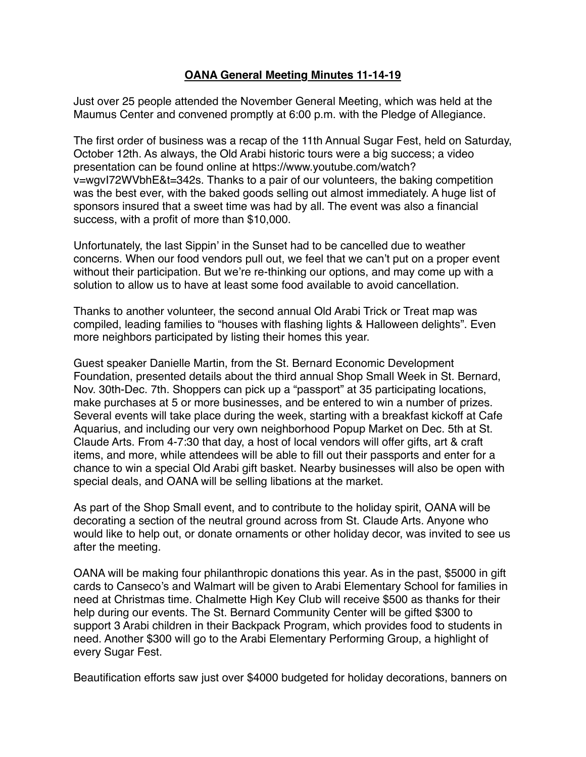## OANA General Meeting Minutes 11-14-19

Just over 25 people attended the November General Meeting, which was held at the Maumus Center and convened promptly at 6:00 p.m. with the Pledge of Allegiance.

The first order of business was a recap of the 11th Annual Sugar Fest, held on Saturday, October 12th. As always, the Old Arabi historic tours were a big success; a video presentation can be found online at https://www.youtube.com/watch?v=wgvI72WVbhE&t=342s. Thanks to a pair of our volunteers, the baking competition was the best ever, with the baked goods selling out almost immediately. A huge list of sponsors insured that a sweet time was had by all. The event was also a financial success, with a profit of more than $10,000.

Unfortunately, the last Sippin' in the Sunset had to be cancelled due to weather concerns. When our food vendors pull out, we feel that we can't put on a proper event without their participation. But we're re-thinking our options, and may come up with a solution to allow us to have at least some food available to avoid cancellation.

Thanks to another volunteer, the second annual Old Arabi Trick or Treat map was compiled, leading families to "houses with flashing lights & Halloween delights". Even more neighbors participated by listing their homes this year.

Guest speaker Danielle Martin, from the St. Bernard Economic Development Foundation, presented details about the third annual Shop Small Week in St. Bernard, Nov. 30th-Dec. 7th. Shoppers can pick up a "passport" at 35 participating locations, make purchases at 5 or more businesses, and be entered to win a number of prizes. Several events will take place during the week, starting with a breakfast kickoff at Cafe Aquarius, and including our very own neighborhood Popup Market on Dec. 5th at St. Claude Arts. From 4-7:30 that day, a host of local vendors will offer gifts, art & craft items, and more, while attendees will be able to fill out their passports and enter for a chance to win a special Old Arabi gift basket. Nearby businesses will also be open with special deals, and OANA will be selling libations at the market.

As part of the Shop Small event, and to contribute to the holiday spirit, OANA will be decorating a section of the neutral ground across from St. Claude Arts. Anyone who would like to help out, or donate ornaments or other holiday decor, was invited to see us after the meeting.

OANA will be making four philanthropic donations this year. As in the past, $5000 in gift cards to Canseco's and Walmart will be given to Arabi Elementary School for families in need at Christmas time. Chalmette High Key Club will receive $500 as thanks for their help during our events. The St. Bernard Community Center will be gifted $300 to support 3 Arabi children in their Backpack Program, which provides food to students in need. Another $300 will go to the Arabi Elementary Performing Group, a highlight of every Sugar Fest.

Beautification efforts saw just over $4000 budgeted for holiday decorations, banners on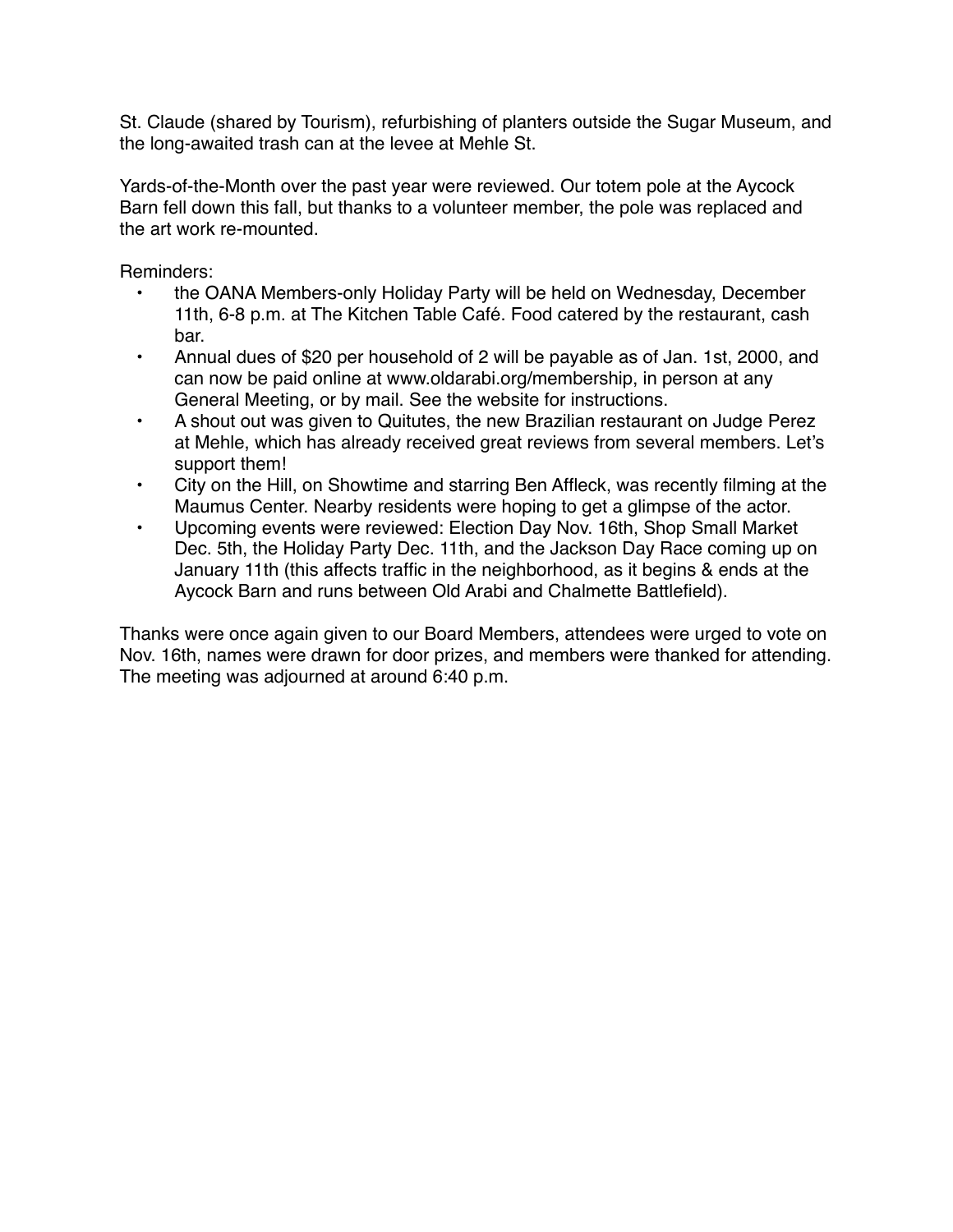St. Claude (shared by Tourism), refurbishing of planters outside the Sugar Museum, and the long-awaited trash can at the levee at Mehle St.

Yards-of-the-Month over the past year were reviewed. Our totem pole at the Aycock Barn fell down this fall, but thanks to a volunteer member, the pole was replaced and the art work re-mounted.

Reminders:

- the OANA Members-only Holiday Party will be held on Wednesday, December 11th, 6-8 p.m. at The Kitchen Table Café. Food catered by the restaurant, cash bar.
- Annual dues of $20 per household of 2 will be payable as of Jan. 1st, 2000, and can now be paid online at www.oldarabi.org/membership, in person at any General Meeting, or by mail. See the website for instructions.
- A shout out was given to Quitutes, the new Brazilian restaurant on Judge Perez at Mehle, which has already received great reviews from several members. Let's support them!
- City on the Hill, on Showtime and starring Ben Affleck, was recently filming at the Maumus Center. Nearby residents were hoping to get a glimpse of the actor.
- Upcoming events were reviewed: Election Day Nov. 16th, Shop Small Market Dec. 5th, the Holiday Party Dec. 11th, and the Jackson Day Race coming up on January 11th (this affects traffic in the neighborhood, as it begins & ends at the Aycock Barn and runs between Old Arabi and Chalmette Battlefield).

Thanks were once again given to our Board Members, attendees were urged to vote on Nov. 16th, names were drawn for door prizes, and members were thanked for attending. The meeting was adjourned at around 6:40 p.m.